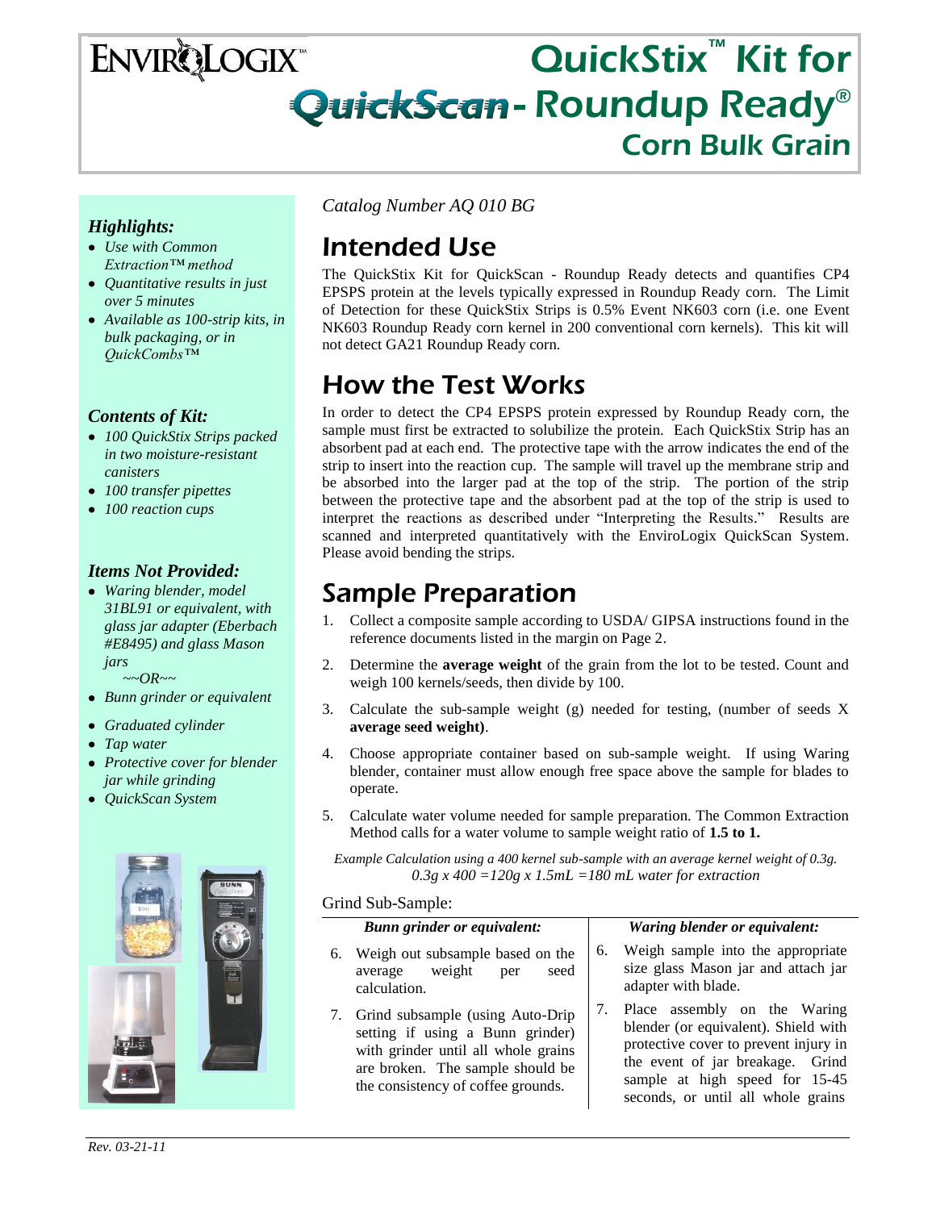# ENVIROLOGIX™

# QuickStix™ Kit for QuickScan - Roundup Ready® Corn Bulk Grain

### *Highlights:*

- *Use with Common Extraction™ method*
- *Quantitative results in just over 5 minutes*
- *Available as 100-strip kits, in bulk packaging, or in QuickCombs™*

### *Contents of Kit:*

- *100 QuickStix Strips packed in two moisture-resistant canisters*
- *100 transfer pipettes*
- *100 reaction cups*

### *Items Not Provided:*

- *Waring blender, model 31BL91 or equivalent, with glass jar adapter (Eberbach #E8495) and glass Mason jars*
  *~~OR~~*
- *Bunn grinder or equivalent*
- *Graduated cylinder*
- *Tap water*
- *Protective cover for blender jar while grinding*
- *QuickScan System*

*Catalog Number AQ 010 BG*

## Intended Use

The QuickStix Kit for QuickScan - Roundup Ready detects and quantifies CP4 EPSPS protein at the levels typically expressed in Roundup Ready corn. The Limit of Detection for these QuickStix Strips is 0.5% Event NK603 corn (i.e. one Event NK603 Roundup Ready corn kernel in 200 conventional corn kernels). This kit will not detect GA21 Roundup Ready corn.

## How the Test Works

In order to detect the CP4 EPSPS protein expressed by Roundup Ready corn, the sample must first be extracted to solubilize the protein. Each QuickStix Strip has an absorbent pad at each end. The protective tape with the arrow indicates the end of the strip to insert into the reaction cup. The sample will travel up the membrane strip and be absorbed into the larger pad at the top of the strip. The portion of the strip between the protective tape and the absorbent pad at the top of the strip is used to interpret the reactions as described under "Interpreting the Results." Results are scanned and interpreted quantitatively with the EnviroLogix QuickScan System. Please avoid bending the strips.

## Sample Preparation

1. Collect a composite sample according to USDA/ GIPSA instructions found in the reference documents listed in the margin on Page 2.
2. Determine the **average weight** of the grain from the lot to be tested. Count and weigh 100 kernels/seeds, then divide by 100.
3. Calculate the sub-sample weight (g) needed for testing, (number of seeds X **average seed weight)**.
4. Choose appropriate container based on sub-sample weight. If using Waring blender, container must allow enough free space above the sample for blades to operate.
5. Calculate water volume needed for sample preparation. The Common Extraction Method calls for a water volume to sample weight ratio of **1.5 to 1.**

*Example Calculation using a 400 kernel sub-sample with an average kernel weight of 0.3g.*
*0.3g x 400 =120g x 1.5mL =180 mL water for extraction*

Grind Sub-Sample:

| *Bunn grinder or equivalent:* | *Waring blender or equivalent:* |
|---|---|
| 6. Weigh out subsample based on the average weight per seed calculation. | 6. Weigh sample into the appropriate size glass Mason jar and attach jar adapter with blade. |
| 7. Grind subsample (using Auto-Drip setting if using a Bunn grinder) with grinder until all whole grains are broken. The sample should be the consistency of coffee grounds. | 7. Place assembly on the Waring blender (or equivalent). Shield with protective cover to prevent injury in the event of jar breakage. Grind sample at high speed for 15-45 seconds, or until all whole grains |

*Rev. 03-21-11*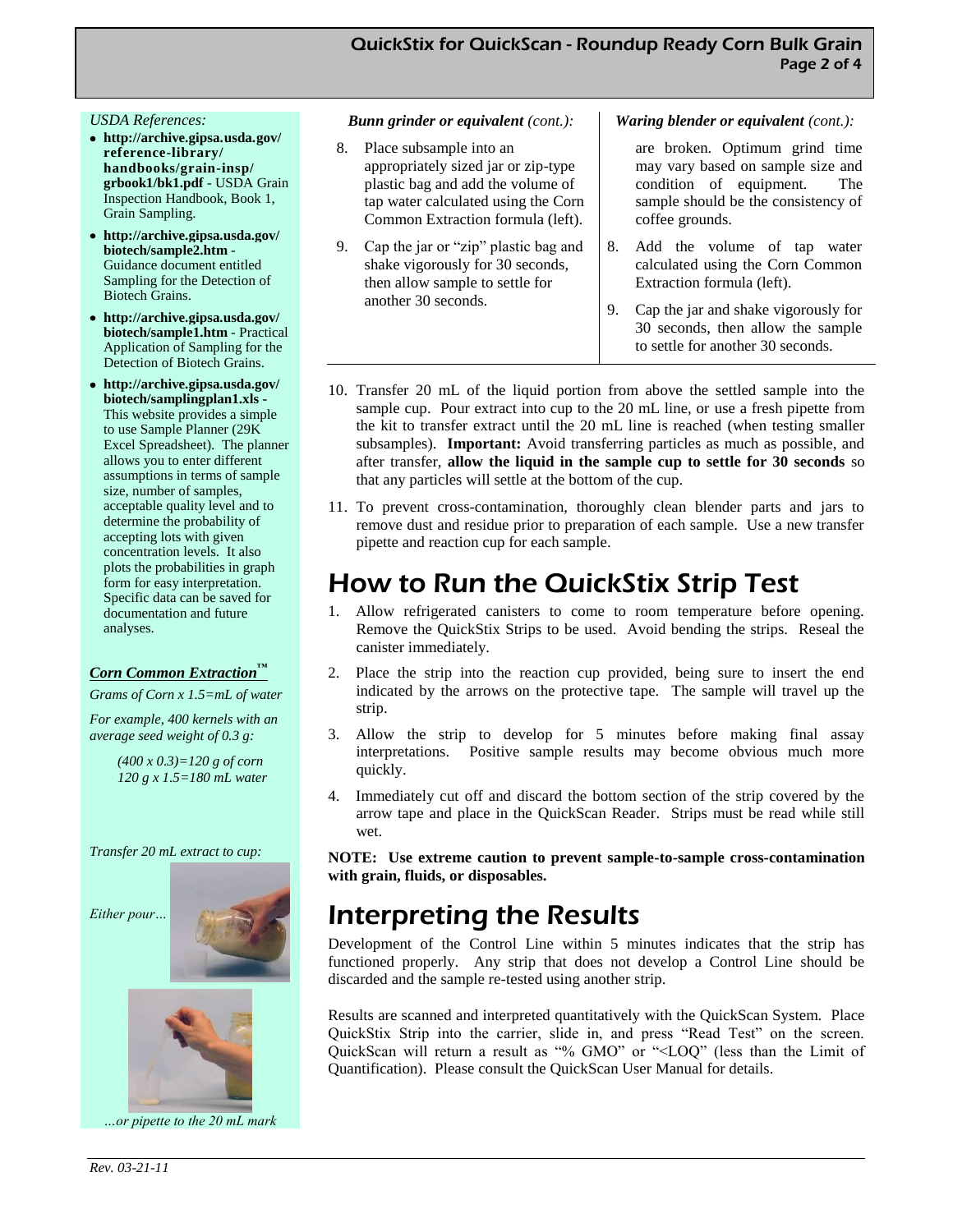*USDA References:*

- **http://archive.gipsa.usda.gov/reference-library/handbooks/grain-insp/grbook1/bk1.pdf** - USDA Grain Inspection Handbook, Book 1, Grain Sampling.
- **http://archive.gipsa.usda.gov/biotech/sample2.htm** - Guidance document entitled Sampling for the Detection of Biotech Grains.
- **http://archive.gipsa.usda.gov/biotech/sample1.htm** - Practical Application of Sampling for the Detection of Biotech Grains.
- **http://archive.gipsa.usda.gov/biotech/samplingplan1.xls** - This website provides a simple to use Sample Planner (29K Excel Spreadsheet). The planner allows you to enter different assumptions in terms of sample size, number of samples, acceptable quality level and to determine the probability of accepting lots with given concentration levels. It also plots the probabilities in graph form for easy interpretation. Specific data can be saved for documentation and future analyses.

***Corn Common Extraction™***

*Grams of Corn x 1.5=mL of water*

*For example, 400 kernels with an average seed weight of 0.3 g:*

*(400 x 0.3)=120 g of corn*
*120 g x 1.5=180 mL water*

*Transfer 20 mL extract to cup:*

*Either pour…*

*…or pipette to the 20 mL mark*

***Bunn grinder or equivalent** (cont.):*

8. Place subsample into an appropriately sized jar or zip-type plastic bag and add the volume of tap water calculated using the Corn Common Extraction formula (left).
9. Cap the jar or "zip" plastic bag and shake vigorously for 30 seconds, then allow sample to settle for another 30 seconds.

***Waring blender or equivalent** (cont.):*

are broken. Optimum grind time may vary based on sample size and condition of equipment. The sample should be the consistency of coffee grounds.

8. Add the volume of tap water calculated using the Corn Common Extraction formula (left).
9. Cap the jar and shake vigorously for 30 seconds, then allow the sample to settle for another 30 seconds.

10. Transfer 20 mL of the liquid portion from above the settled sample into the sample cup. Pour extract into cup to the 20 mL line, or use a fresh pipette from the kit to transfer extract until the 20 mL line is reached (when testing smaller subsamples). **Important:** Avoid transferring particles as much as possible, and after transfer, **allow the liquid in the sample cup to settle for 30 seconds** so that any particles will settle at the bottom of the cup.
11. To prevent cross-contamination, thoroughly clean blender parts and jars to remove dust and residue prior to preparation of each sample. Use a new transfer pipette and reaction cup for each sample.

# How to Run the QuickStix Strip Test

1. Allow refrigerated canisters to come to room temperature before opening. Remove the QuickStix Strips to be used. Avoid bending the strips. Reseal the canister immediately.
2. Place the strip into the reaction cup provided, being sure to insert the end indicated by the arrows on the protective tape. The sample will travel up the strip.
3. Allow the strip to develop for 5 minutes before making final assay interpretations. Positive sample results may become obvious much more quickly.
4. Immediately cut off and discard the bottom section of the strip covered by the arrow tape and place in the QuickScan Reader. Strips must be read while still wet.

**NOTE: Use extreme caution to prevent sample-to-sample cross-contamination with grain, fluids, or disposables.**

# Interpreting the Results

Development of the Control Line within 5 minutes indicates that the strip has functioned properly. Any strip that does not develop a Control Line should be discarded and the sample re-tested using another strip.

Results are scanned and interpreted quantitatively with the QuickScan System. Place QuickStix Strip into the carrier, slide in, and press "Read Test" on the screen. QuickScan will return a result as "% GMO" or "<LOQ" (less than the Limit of Quantification). Please consult the QuickScan User Manual for details.

*Rev. 03-21-11*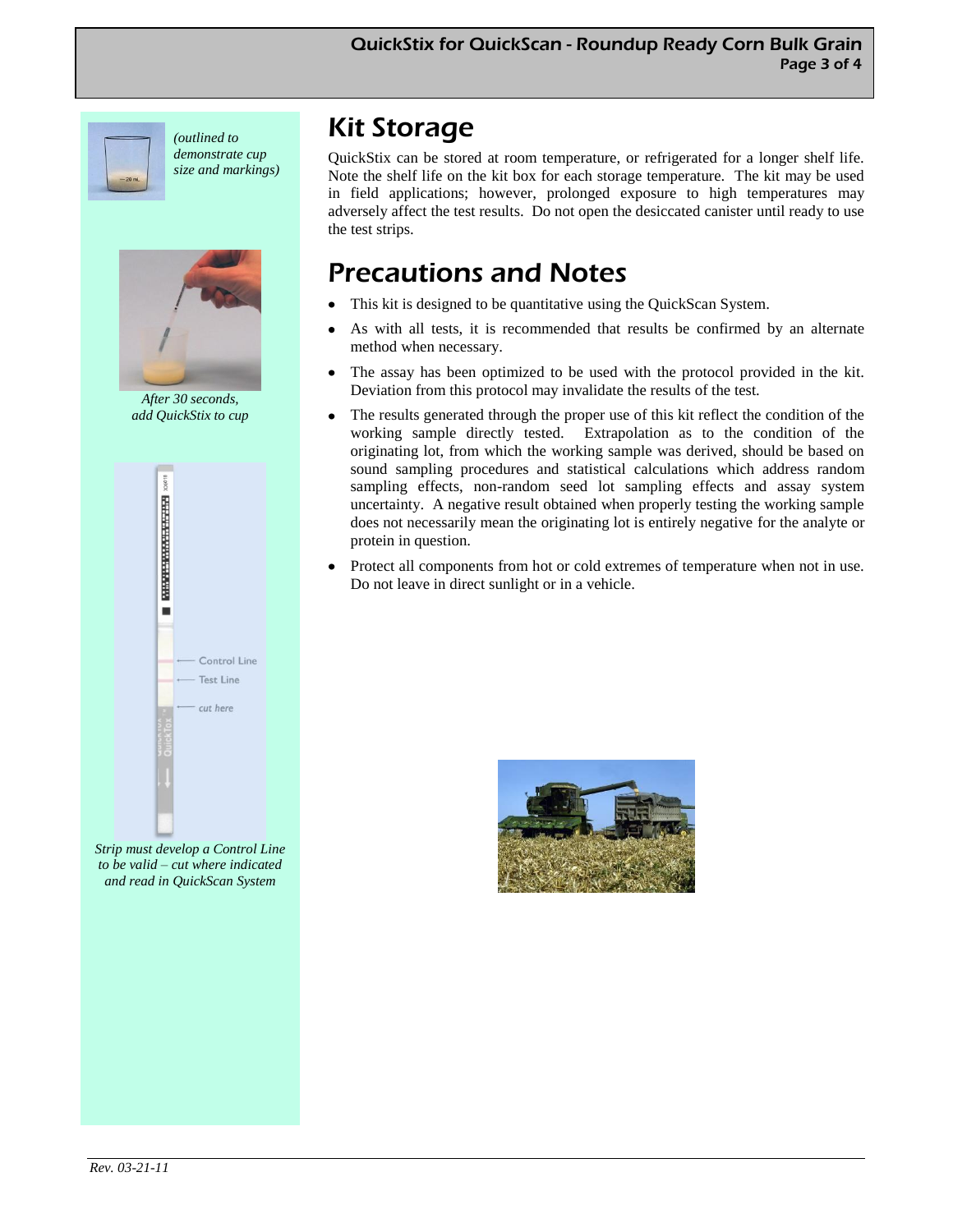*(outlined to demonstrate cup size and markings)*

*After 30 seconds, add QuickStix to cup*

*Strip must develop a Control Line to be valid – cut where indicated and read in QuickScan System*

## Kit Storage

QuickStix can be stored at room temperature, or refrigerated for a longer shelf life. Note the shelf life on the kit box for each storage temperature. The kit may be used in field applications; however, prolonged exposure to high temperatures may adversely affect the test results. Do not open the desiccated canister until ready to use the test strips.

## Precautions and Notes

- This kit is designed to be quantitative using the QuickScan System.
- As with all tests, it is recommended that results be confirmed by an alternate method when necessary.
- The assay has been optimized to be used with the protocol provided in the kit. Deviation from this protocol may invalidate the results of the test.
- The results generated through the proper use of this kit reflect the condition of the working sample directly tested. Extrapolation as to the condition of the originating lot, from which the working sample was derived, should be based on sound sampling procedures and statistical calculations which address random sampling effects, non-random seed lot sampling effects and assay system uncertainty. A negative result obtained when properly testing the working sample does not necessarily mean the originating lot is entirely negative for the analyte or protein in question.
- Protect all components from hot or cold extremes of temperature when not in use. Do not leave in direct sunlight or in a vehicle.

*Rev. 03-21-11*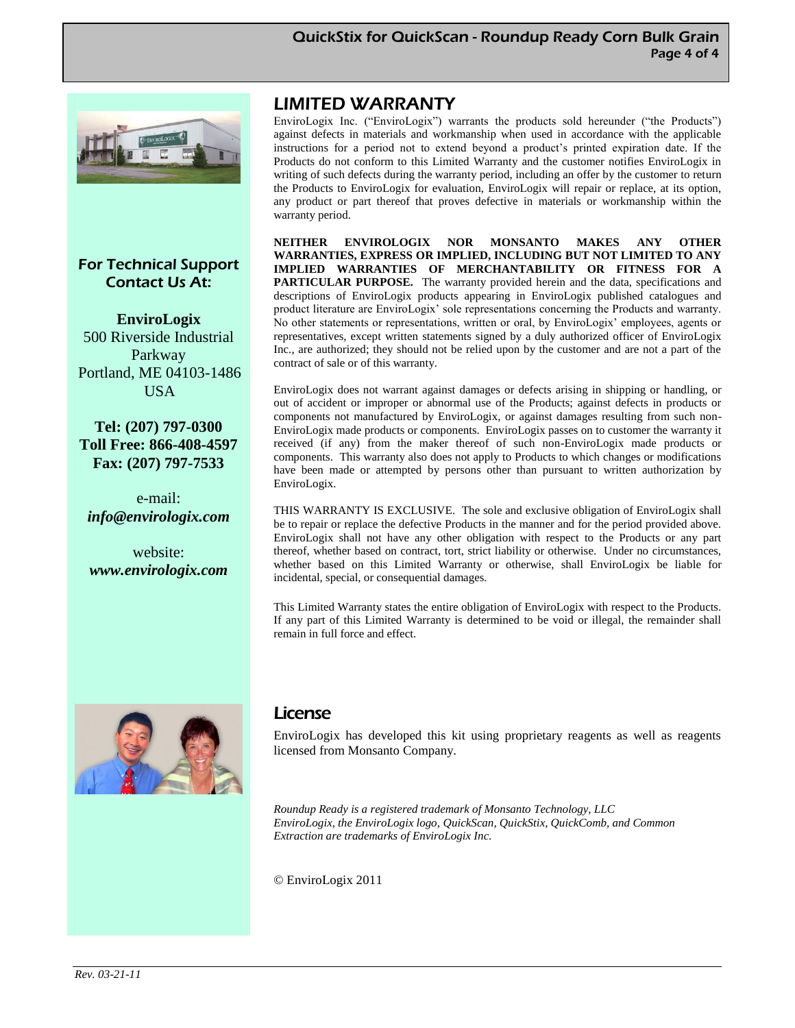## For Technical Support Contact Us At:

**EnviroLogix**
500 Riverside Industrial Parkway
Portland, ME 04103-1486
USA

**Tel: (207) 797-0300**
**Toll Free: 866-408-4597**
**Fax: (207) 797-7533**

e-mail:
***info@envirologix.com***

website:
***www.envirologix.com***

# LIMITED WARRANTY

EnviroLogix Inc. ("EnviroLogix") warrants the products sold hereunder ("the Products") against defects in materials and workmanship when used in accordance with the applicable instructions for a period not to extend beyond a product's printed expiration date. If the Products do not conform to this Limited Warranty and the customer notifies EnviroLogix in writing of such defects during the warranty period, including an offer by the customer to return the Products to EnviroLogix for evaluation, EnviroLogix will repair or replace, at its option, any product or part thereof that proves defective in materials or workmanship within the warranty period.

**NEITHER ENVIROLOGIX NOR MONSANTO MAKES ANY OTHER WARRANTIES, EXPRESS OR IMPLIED, INCLUDING BUT NOT LIMITED TO ANY IMPLIED WARRANTIES OF MERCHANTABILITY OR FITNESS FOR A PARTICULAR PURPOSE.** The warranty provided herein and the data, specifications and descriptions of EnviroLogix products appearing in EnviroLogix published catalogues and product literature are EnviroLogix' sole representations concerning the Products and warranty. No other statements or representations, written or oral, by EnviroLogix' employees, agents or representatives, except written statements signed by a duly authorized officer of EnviroLogix Inc., are authorized; they should not be relied upon by the customer and are not a part of the contract of sale or of this warranty.

EnviroLogix does not warrant against damages or defects arising in shipping or handling, or out of accident or improper or abnormal use of the Products; against defects in products or components not manufactured by EnviroLogix, or against damages resulting from such non-EnviroLogix made products or components. EnviroLogix passes on to customer the warranty it received (if any) from the maker thereof of such non-EnviroLogix made products or components. This warranty also does not apply to Products to which changes or modifications have been made or attempted by persons other than pursuant to written authorization by EnviroLogix.

THIS WARRANTY IS EXCLUSIVE. The sole and exclusive obligation of EnviroLogix shall be to repair or replace the defective Products in the manner and for the period provided above. EnviroLogix shall not have any other obligation with respect to the Products or any part thereof, whether based on contract, tort, strict liability or otherwise. Under no circumstances, whether based on this Limited Warranty or otherwise, shall EnviroLogix be liable for incidental, special, or consequential damages.

This Limited Warranty states the entire obligation of EnviroLogix with respect to the Products. If any part of this Limited Warranty is determined to be void or illegal, the remainder shall remain in full force and effect.

## License

EnviroLogix has developed this kit using proprietary reagents as well as reagents licensed from Monsanto Company.

*Roundup Ready is a registered trademark of Monsanto Technology, LLC*
*EnviroLogix, the EnviroLogix logo, QuickScan, QuickStix, QuickComb, and Common Extraction are trademarks of EnviroLogix Inc.*

© EnviroLogix 2011

*Rev. 03-21-11*